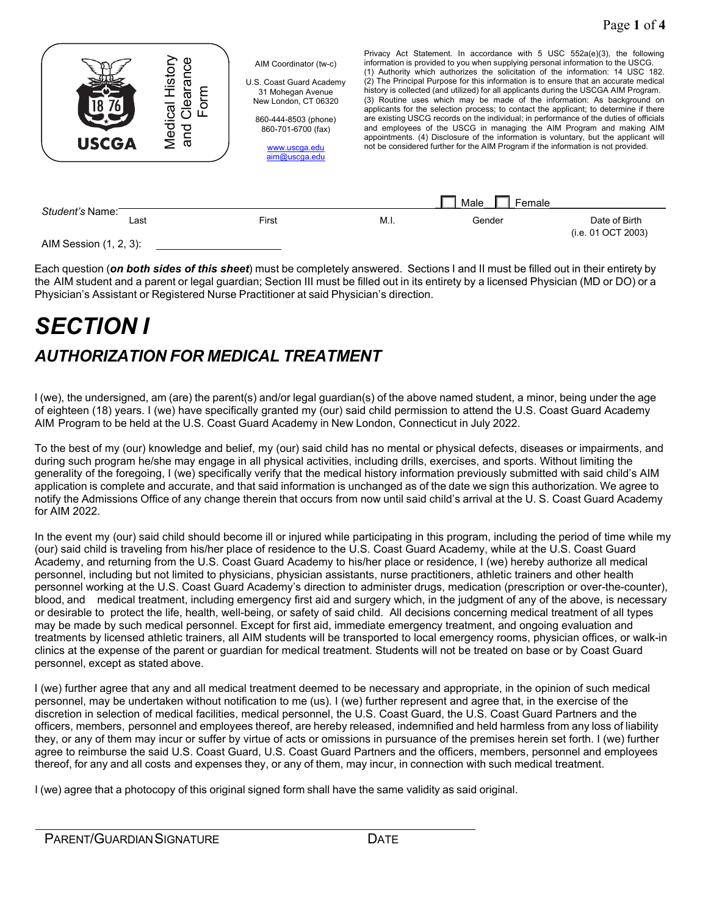USCGA

Medical History and Clearance Form

AIM Coordinator (tw-c)

U.S. Coast Guard Academy
31 Mohegan Avenue
New London, CT 06320

860-444-8503 (phone)
860-701-6700 (fax)

www.uscga.edu
aim@uscga.edu

Privacy Act Statement. In accordance with 5 USC 552a(e)(3), the following information is provided to you when supplying personal information to the USCG. (1) Authority which authorizes the solicitation of the information: 14 USC 182. (2) The Principal Purpose for this information is to ensure that an accurate medical history is collected (and utilized) for all applicants during the USCGA AIM Program. (3) Routine uses which may be made of the information: As background on applicants for the selection process; to contact the applicant; to determine if there are existing USCG records on the individual; in performance of the duties of officials and employees of the USCG in managing the AIM Program and making AIM appointments. (4) Disclosure of the information is voluntary, but the applicant will not be considered further for the AIM Program if the information is not provided.

*Student's* Name: ______________________________________________ ☐ Male ☐ Female ____________

| Last | First | M.I. | Gender | Date of Birth (i.e. 01 OCT 2003) |
|---|---|---|---|---|

AIM Session (1, 2, 3): ____________________

Each question (***on both sides of this sheet***) must be completely answered. Sections I and II must be filled out in their entirety by the AIM student and a parent or legal guardian; Section III must be filled out in its entirety by a licensed Physician (MD or DO) or a Physician's Assistant or Registered Nurse Practitioner at said Physician's direction.

# *SECTION I*

## *AUTHORIZATION FOR MEDICAL TREATMENT*

I (we), the undersigned, am (are) the parent(s) and/or legal guardian(s) of the above named student, a minor, being under the age of eighteen (18) years. I (we) have specifically granted my (our) said child permission to attend the U.S. Coast Guard Academy AIM Program to be held at the U.S. Coast Guard Academy in New London, Connecticut in July 2022.

To the best of my (our) knowledge and belief, my (our) said child has no mental or physical defects, diseases or impairments, and during such program he/she may engage in all physical activities, including drills, exercises, and sports. Without limiting the generality of the foregoing, I (we) specifically verify that the medical history information previously submitted with said child's AIM application is complete and accurate, and that said information is unchanged as of the date we sign this authorization. We agree to notify the Admissions Office of any change therein that occurs from now until said child's arrival at the U. S. Coast Guard Academy for AIM 2022.

In the event my (our) said child should become ill or injured while participating in this program, including the period of time while my (our) said child is traveling from his/her place of residence to the U.S. Coast Guard Academy, while at the U.S. Coast Guard Academy, and returning from the U.S. Coast Guard Academy to his/her place or residence, I (we) hereby authorize all medical personnel, including but not limited to physicians, physician assistants, nurse practitioners, athletic trainers and other health personnel working at the U.S. Coast Guard Academy's direction to administer drugs, medication (prescription or over-the-counter), blood, and medical treatment, including emergency first aid and surgery which, in the judgment of any of the above, is necessary or desirable to protect the life, health, well-being, or safety of said child. All decisions concerning medical treatment of all types may be made by such medical personnel. Except for first aid, immediate emergency treatment, and ongoing evaluation and treatments by licensed athletic trainers, all AIM students will be transported to local emergency rooms, physician offices, or walk-in clinics at the expense of the parent or guardian for medical treatment. Students will not be treated on base or by Coast Guard personnel, except as stated above.

I (we) further agree that any and all medical treatment deemed to be necessary and appropriate, in the opinion of such medical personnel, may be undertaken without notification to me (us). I (we) further represent and agree that, in the exercise of the discretion in selection of medical facilities, medical personnel, the U.S. Coast Guard, the U.S. Coast Guard Partners and the officers, members, personnel and employees thereof, are hereby released, indemnified and held harmless from any loss of liability they, or any of them may incur or suffer by virtue of acts or omissions in pursuance of the premises herein set forth. I (we) further agree to reimburse the said U.S. Coast Guard, U.S. Coast Guard Partners and the officers, members, personnel and employees thereof, for any and all costs and expenses they, or any of them, may incur, in connection with such medical treatment.

I (we) agree that a photocopy of this original signed form shall have the same validity as said original.

______________________________________________________________

PARENT/GUARDIAN SIGNATURE DATE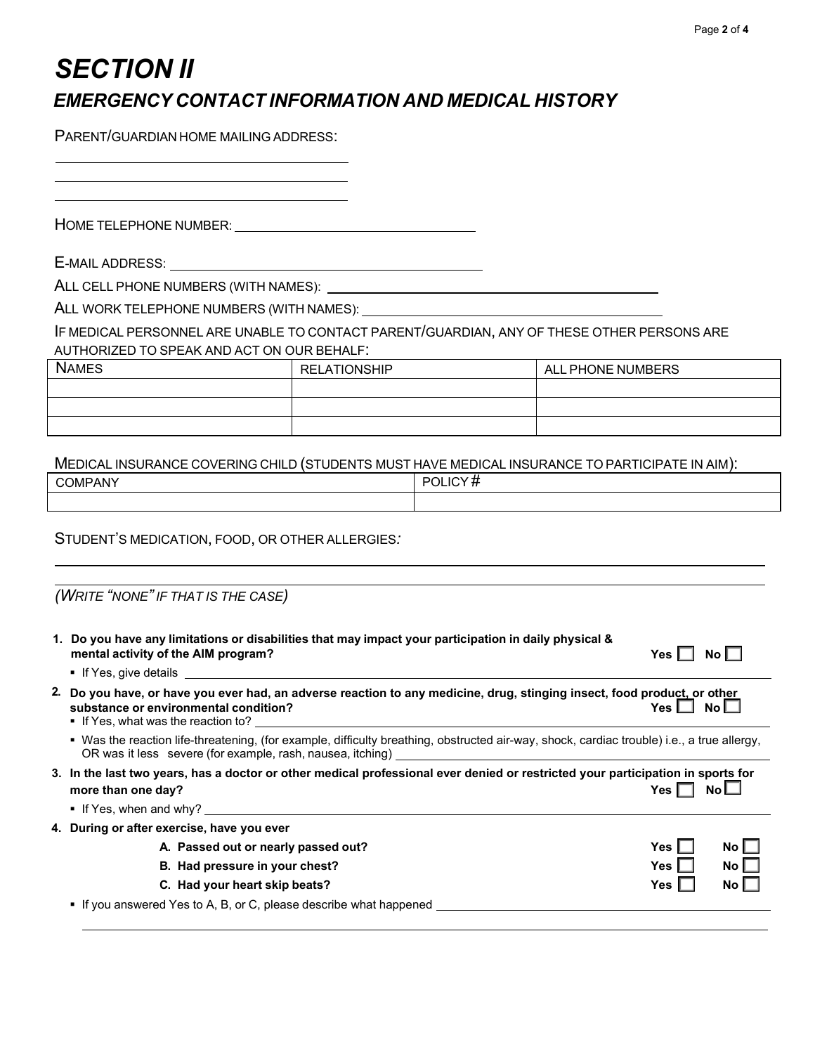# SECTION II

## EMERGENCY CONTACT INFORMATION AND MEDICAL HISTORY

PARENT/GUARDIAN HOME MAILING ADDRESS:

______________________________________

______________________________________

______________________________________

HOME TELEPHONE NUMBER: ______________________________

E-MAIL ADDRESS: ______________________________________

ALL CELL PHONE NUMBERS (WITH NAMES): ______________________________________

ALL WORK TELEPHONE NUMBERS (WITH NAMES): ______________________________________

IF MEDICAL PERSONNEL ARE UNABLE TO CONTACT PARENT/GUARDIAN, ANY OF THESE OTHER PERSONS ARE AUTHORIZED TO SPEAK AND ACT ON OUR BEHALF:

| NAMES | RELATIONSHIP | ALL PHONE NUMBERS |
|---|---|---|
| | | |
| | | |
| | | |

MEDICAL INSURANCE COVERING CHILD (STUDENTS MUST HAVE MEDICAL INSURANCE TO PARTICIPATE IN AIM):

| COMPANY | POLICY # |
|---|---|
| | |

STUDENT'S MEDICATION, FOOD, OR OTHER ALLERGIES:

______________________________________

______________________________________

*(WRITE "NONE" IF THAT IS THE CASE)*

1. **Do you have any limitations or disabilities that may impact your participation in daily physical & mental activity of the AIM program?** Yes ☐ No ☐
   - If Yes, give details ______________________________________
2. **Do you have, or have you ever had, an adverse reaction to any medicine, drug, stinging insect, food product, or other substance or environmental condition?** Yes ☐ No ☐
   - If Yes, what was the reaction to? ______________________________________
   - Was the reaction life-threatening, (for example, difficulty breathing, obstructed air-way, shock, cardiac trouble) i.e., a true allergy, OR was it less severe (for example, rash, nausea, itching) ______________________________________
3. **In the last two years, has a doctor or other medical professional ever denied or restricted your participation in sports for more than one day?** Yes ☐ No ☐
   - If Yes, when and why? ______________________________________
4. **During or after exercise, have you ever**
   - **A. Passed out or nearly passed out?** Yes ☐ No ☐
   - **B. Had pressure in your chest?** Yes ☐ No ☐
   - **C. Had your heart skip beats?** Yes ☐ No ☐
   - If you answered Yes to A, B, or C, please describe what happened ______________________________________

______________________________________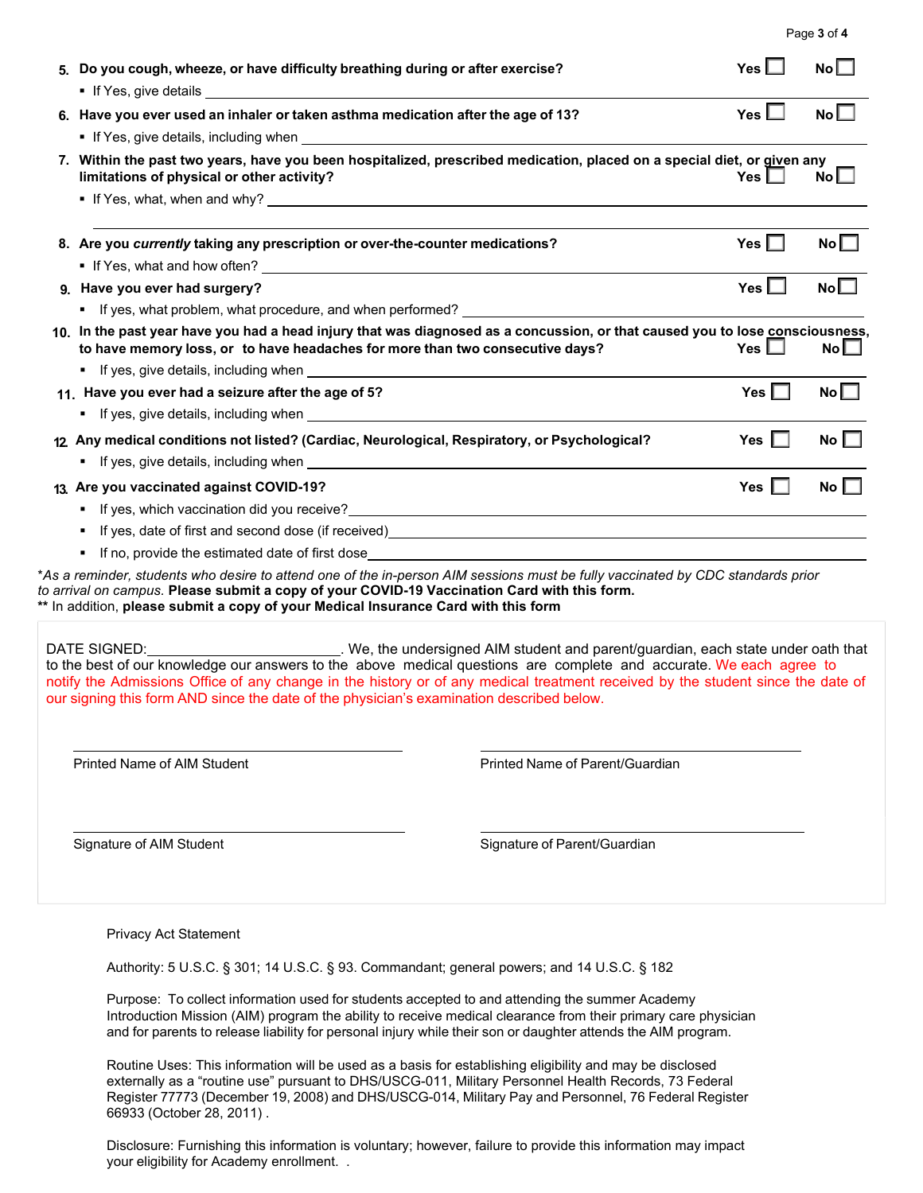5. **Do you cough, wheeze, or have difficulty breathing during or after exercise?** Yes ☐ No ☐
   - If Yes, give details ______________________________
6. **Have you ever used an inhaler or taken asthma medication after the age of 13?** Yes ☐ No ☐
   - If Yes, give details, including when ______________________________
7. **Within the past two years, have you been hospitalized, prescribed medication, placed on a special diet, or given any limitations of physical or other activity?** Yes ☐ No ☐
   - If Yes, what, when and why? ______________________________

     ______________________________
8. **Are you *currently* taking any prescription or over-the-counter medications?** Yes ☐ No ☐
   - If Yes, what and how often? ______________________________
9. **Have you ever had surgery?** Yes ☐ No ☐
   - If yes, what problem, what procedure, and when performed? ______________________________
10. **In the past year have you had a head injury that was diagnosed as a concussion, or that caused you to lose consciousness, to have memory loss, or to have headaches for more than two consecutive days?** Yes ☐ No ☐
    - If yes, give details, including when ______________________________
11. **Have you ever had a seizure after the age of 5?** Yes ☐ No ☐
    - If yes, give details, including when ______________________________
12. **Any medical conditions not listed? (Cardiac, Neurological, Respiratory, or Psychological?** Yes ☐ No ☐
    - If yes, give details, including when ______________________________
13. **Are you vaccinated against COVID-19?** Yes ☐ No ☐
    - If yes, which vaccination did you receive? ______________________________
    - If yes, date of first and second dose (if received) ______________________________
    - If no, provide the estimated date of first dose ______________________________

**As a reminder, students who desire to attend one of the in-person AIM sessions must be fully vaccinated by CDC standards prior to arrival on campus.* **Please submit a copy of your COVID-19 Vaccination Card with this form.**
** In addition, **please submit a copy of your Medical Insurance Card with this form**

DATE SIGNED: ______________________. We, the undersigned AIM student and parent/guardian, each state under oath that to the best of our knowledge our answers to the above medical questions are complete and accurate. We each agree to notify the Admissions Office of any change in the history or of any medical treatment received by the student since the date of our signing this form AND since the date of the physician's examination described below.

______________________________ Printed Name of AIM Student

______________________________ Printed Name of Parent/Guardian

______________________________ Signature of AIM Student

______________________________ Signature of Parent/Guardian

Privacy Act Statement

Authority: 5 U.S.C. § 301; 14 U.S.C. § 93. Commandant; general powers; and 14 U.S.C. § 182

Purpose: To collect information used for students accepted to and attending the summer Academy Introduction Mission (AIM) program the ability to receive medical clearance from their primary care physician and for parents to release liability for personal injury while their son or daughter attends the AIM program.

Routine Uses: This information will be used as a basis for establishing eligibility and may be disclosed externally as a "routine use" pursuant to DHS/USCG-011, Military Personnel Health Records, 73 Federal Register 77773 (December 19, 2008) and DHS/USCG-014, Military Pay and Personnel, 76 Federal Register 66933 (October 28, 2011) .

Disclosure: Furnishing this information is voluntary; however, failure to provide this information may impact your eligibility for Academy enrollment. .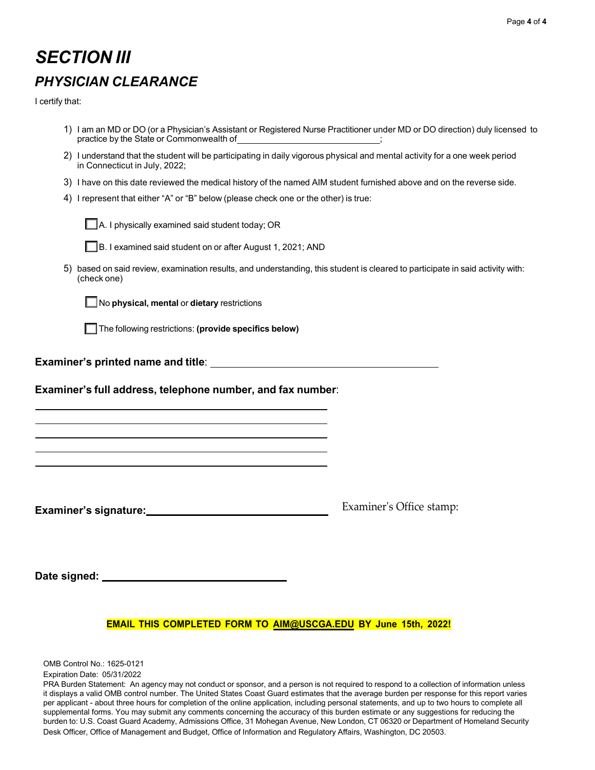# *SECTION III*

## *PHYSICIAN CLEARANCE*

I certify that:

1) I am an MD or DO (or a Physician's Assistant or Registered Nurse Practitioner under MD or DO direction) duly licensed to practice by the State or Commonwealth of ____________________________;
2) I understand that the student will be participating in daily vigorous physical and mental activity for a one week period in Connecticut in July, 2022;
3) I have on this date reviewed the medical history of the named AIM student furnished above and on the reverse side.
4) I represent that either "A" or "B" below (please check one or the other) is true:

   ☐ A. I physically examined said student today; OR

   ☐ B. I examined said student on or after August 1, 2021; AND

5) based on said review, examination results, and understanding, this student is cleared to participate in said activity with: (check one)

   ☐ No **physical, mental** or **dietary** restrictions

   ☐ The following restrictions: **(provide specifics below)**

**Examiner's printed name and title**: ________________________________________

**Examiner's full address, telephone number, and fax number**:

____________________________________________________

____________________________________________________

____________________________________________________

____________________________________________________

____________________________________________________

**Examiner's signature:** ______________________________

Examiner's Office stamp:

**Date signed:** ______________________________

**EMAIL THIS COMPLETED FORM TO AIM@USCGA.EDU BY June 15th, 2022!**

OMB Control No.: 1625-0121

Expiration Date: 05/31/2022

PRA Burden Statement: An agency may not conduct or sponsor, and a person is not required to respond to a collection of information unless it displays a valid OMB control number. The United States Coast Guard estimates that the average burden per response for this report varies per applicant - about three hours for completion of the online application, including personal statements, and up to two hours to complete all supplemental forms. You may submit any comments concerning the accuracy of this burden estimate or any suggestions for reducing the burden to: U.S. Coast Guard Academy, Admissions Office, 31 Mohegan Avenue, New London, CT 06320 or Department of Homeland Security Desk Officer, Office of Management and Budget, Office of Information and Regulatory Affairs, Washington, DC 20503.